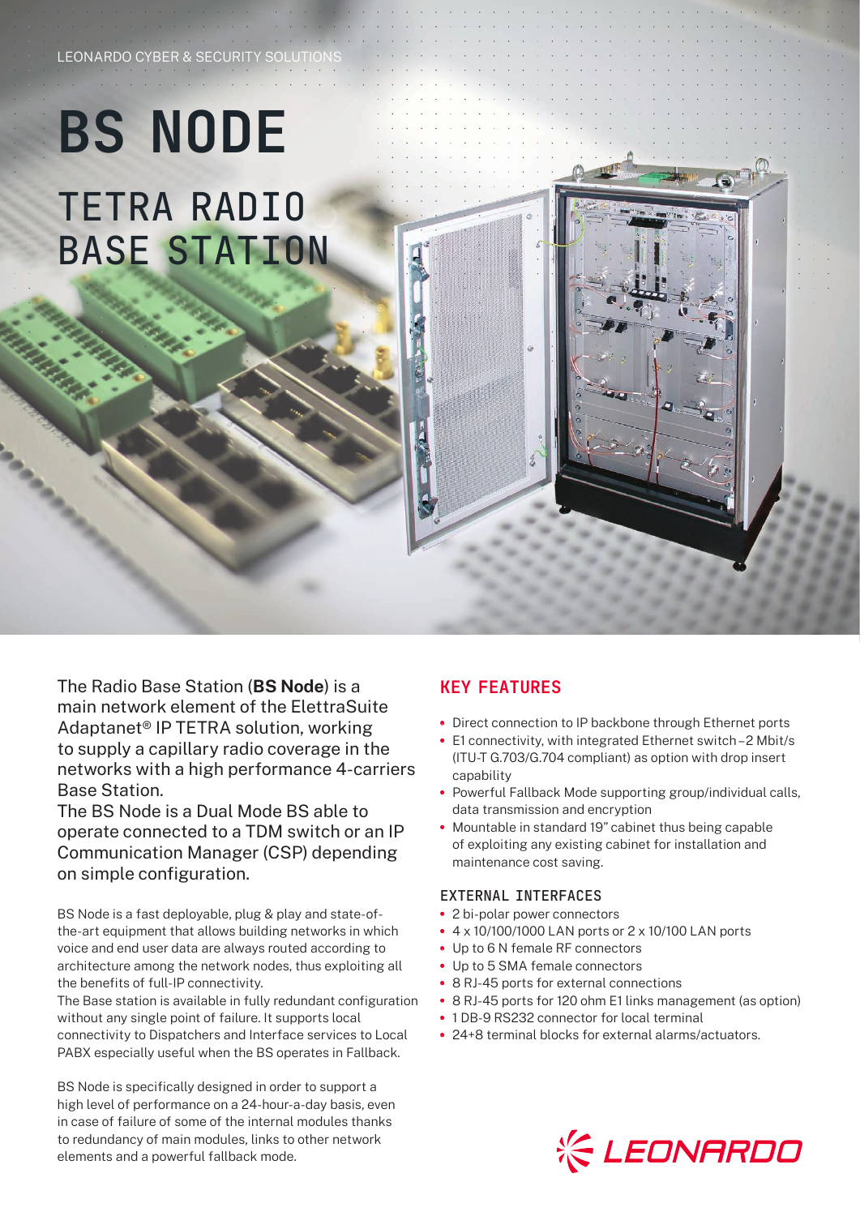LEONARDO CYBER & SECURITY SOLUTIONS

# BS NODE

## TETRA RADIO BASE STATION

The Radio Base Station (**BS Node**) is a main network element of the ElettraSuite Adaptanet® IP TETRA solution, working to supply a capillary radio coverage in the networks with a high performance 4-carriers Base Station.
The BS Node is a Dual Mode BS able to operate connected to a TDM switch or an IP Communication Manager (CSP) depending on simple configuration.

BS Node is a fast deployable, plug & play and state-of-the-art equipment that allows building networks in which voice and end user data are always routed according to architecture among the network nodes, thus exploiting all the benefits of full-IP connectivity.
The Base station is available in fully redundant configuration without any single point of failure. It supports local connectivity to Dispatchers and Interface services to Local PABX especially useful when the BS operates in Fallback.

BS Node is specifically designed in order to support a high level of performance on a 24-hour-a-day basis, even in case of failure of some of the internal modules thanks to redundancy of main modules, links to other network elements and a powerful fallback mode.

## KEY FEATURES

- Direct connection to IP backbone through Ethernet ports
- E1 connectivity, with integrated Ethernet switch – 2 Mbit/s (ITU-T G.703/G.704 compliant) as option with drop insert capability
- Powerful Fallback Mode supporting group/individual calls, data transmission and encryption
- Mountable in standard 19" cabinet thus being capable of exploiting any existing cabinet for installation and maintenance cost saving.

### EXTERNAL INTERFACES

- 2 bi-polar power connectors
- 4 x 10/100/1000 LAN ports or 2 x 10/100 LAN ports
- Up to 6 N female RF connectors
- Up to 5 SMA female connectors
- 8 RJ-45 ports for external connections
- 8 RJ-45 ports for 120 ohm E1 links management (as option)
- 1 DB-9 RS232 connector for local terminal
- 24+8 terminal blocks for external alarms/actuators.

LEONARDO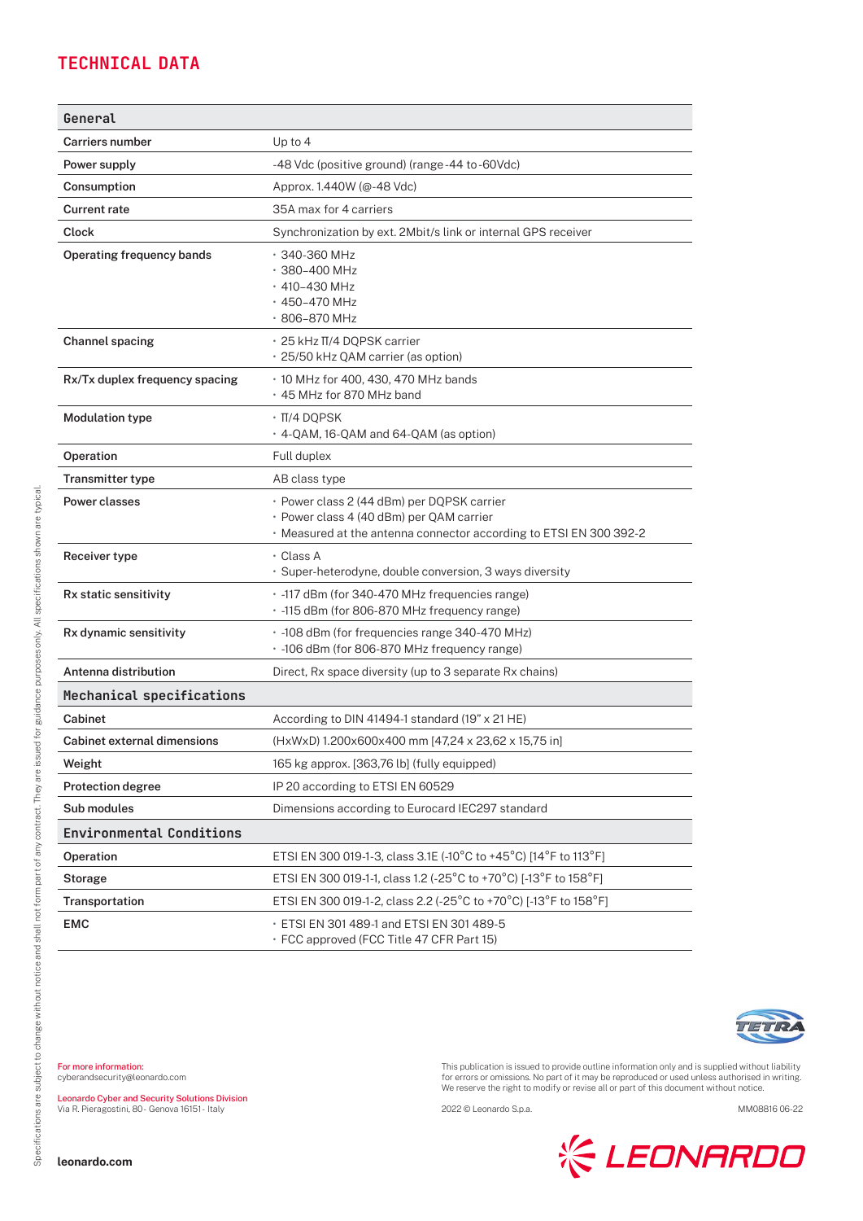# TECHNICAL DATA

| General | |
|---|---|
| **Carriers number** | Up to 4 |
| **Power supply** | -48 Vdc (positive ground) (range -44 to -60Vdc) |
| **Consumption** | Approx. 1.440W (@-48 Vdc) |
| **Current rate** | 35A max for 4 carriers |
| **Clock** | Synchronization by ext. 2Mbit/s link or internal GPS receiver |
| **Operating frequency bands** | • 340-360 MHz<br>• 380–400 MHz<br>• 410–430 MHz<br>• 450–470 MHz<br>• 806–870 MHz |
| **Channel spacing** | • 25 kHz Π/4 DQPSK carrier<br>• 25/50 kHz QAM carrier (as option) |
| **Rx/Tx duplex frequency spacing** | • 10 MHz for 400, 430, 470 MHz bands<br>• 45 MHz for 870 MHz band |
| **Modulation type** | • Π/4 DQPSK<br>• 4-QAM, 16-QAM and 64-QAM (as option) |
| **Operation** | Full duplex |
| **Transmitter type** | AB class type |
| **Power classes** | • Power class 2 (44 dBm) per DQPSK carrier<br>• Power class 4 (40 dBm) per QAM carrier<br>• Measured at the antenna connector according to ETSI EN 300 392-2 |
| **Receiver type** | • Class A<br>• Super-heterodyne, double conversion, 3 ways diversity |
| **Rx static sensitivity** | • -117 dBm (for 340-470 MHz frequencies range)<br>• -115 dBm (for 806-870 MHz frequency range) |
| **Rx dynamic sensitivity** | • -108 dBm (for frequencies range 340-470 MHz)<br>• -106 dBm (for 806-870 MHz frequency range) |
| **Antenna distribution** | Direct, Rx space diversity (up to 3 separate Rx chains) |
| **Mechanical specifications** | |
| **Cabinet** | According to DIN 41494-1 standard (19” x 21 HE) |
| **Cabinet external dimensions** | (HxWxD) 1.200x600x400 mm [47,24 x 23,62 x 15,75 in] |
| **Weight** | 165 kg approx. [363,76 lb] (fully equipped) |
| **Protection degree** | IP 20 according to ETSI EN 60529 |
| **Sub modules** | Dimensions according to Eurocard IEC297 standard |
| **Environmental Conditions** | |
| **Operation** | ETSI EN 300 019-1-3, class 3.1E (-10°C to +45°C) [14°F to 113°F] |
| **Storage** | ETSI EN 300 019-1-1, class 1.2 (-25°C to +70°C) [-13°F to 158°F] |
| **Transportation** | ETSI EN 300 019-1-2, class 2.2 (-25°C to +70°C) [-13°F to 158°F] |
| **EMC** | • ETSI EN 301 489-1 and ETSI EN 301 489-5<br>• FCC approved (FCC Title 47 CFR Part 15) |

Specifications are subject to change without notice and shall not form part of any contract. They are issued for guidance purposes only. All specifications shown are typical.

For more information:
cyberandsecurity@leonardo.com

Leonardo Cyber and Security Solutions Division
Via R. Pieragostini, 80 - Genova 16151 - Italy

**leonardo.com**

This publication is issued to provide outline information only and is supplied without liability for errors or omissions. No part of it may be reproduced or used unless authorised in writing. We reserve the right to modify or revise all or part of this document without notice.

2022 © Leonardo S.p.a.

MM08816 06-22